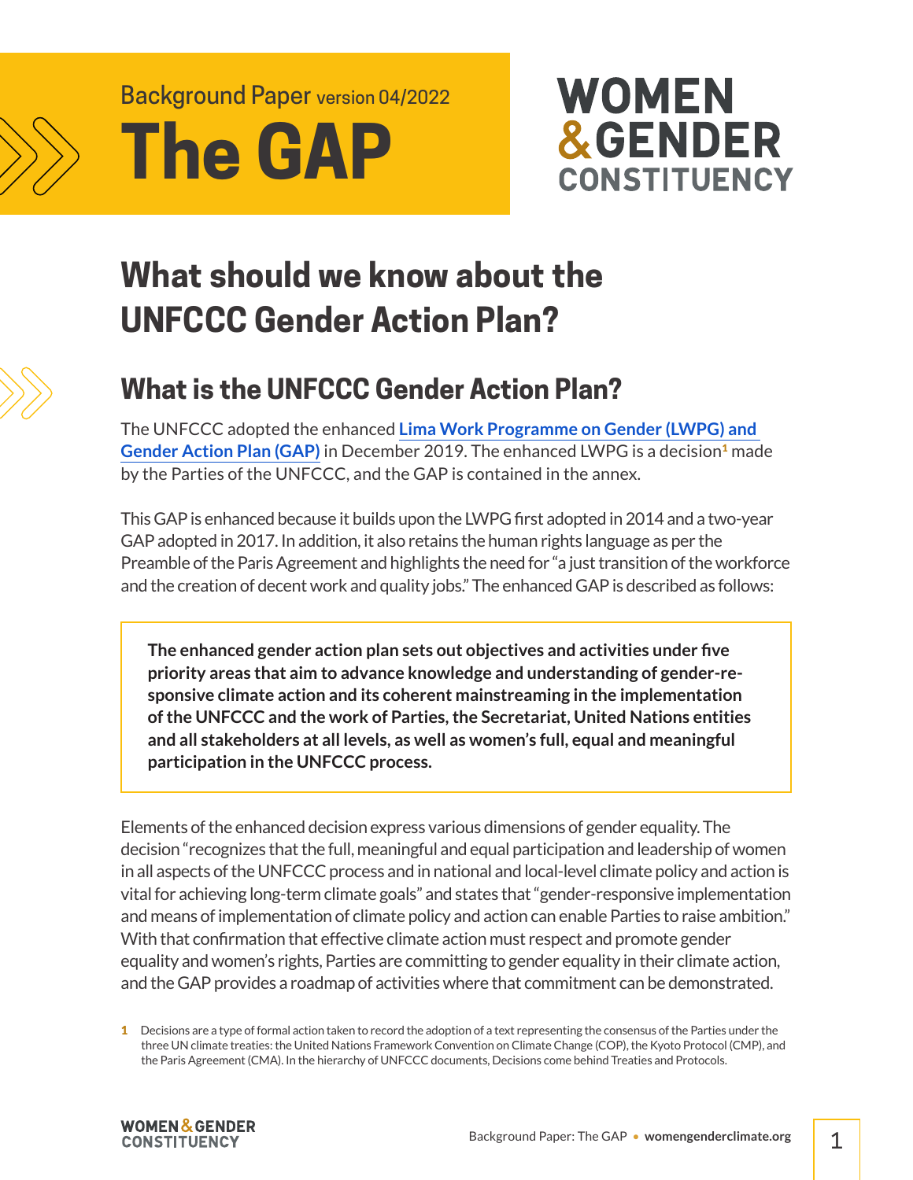Background Paper version 04/2022

# The GAP

WOMEN & GENDER CONSTITUENCY

# What should we know about the UNFCCC Gender Action Plan?

## What is the UNFCCC Gender Action Plan?

The UNFCCC adopted the enhanced **Lima Work Programme on Gender (LWPG) and Gender Action Plan (GAP)** in December 2019. The enhanced LWPG is a decision[1] made by the Parties of the UNFCCC, and the GAP is contained in the annex.

This GAP is enhanced because it builds upon the LWPG first adopted in 2014 and a two-year GAP adopted in 2017. In addition, it also retains the human rights language as per the Preamble of the Paris Agreement and highlights the need for "a just transition of the workforce and the creation of decent work and quality jobs." The enhanced GAP is described as follows:

> **The enhanced gender action plan sets out objectives and activities under five priority areas that aim to advance knowledge and understanding of gender-responsive climate action and its coherent mainstreaming in the implementation of the UNFCCC and the work of Parties, the Secretariat, United Nations entities and all stakeholders at all levels, as well as women's full, equal and meaningful participation in the UNFCCC process.**

Elements of the enhanced decision express various dimensions of gender equality. The decision "recognizes that the full, meaningful and equal participation and leadership of women in all aspects of the UNFCCC process and in national and local-level climate policy and action is vital for achieving long-term climate goals" and states that "gender-responsive implementation and means of implementation of climate policy and action can enable Parties to raise ambition." With that confirmation that effective climate action must respect and promote gender equality and women's rights, Parties are committing to gender equality in their climate action, and the GAP provides a roadmap of activities where that commitment can be demonstrated.

1 Decisions are a type of formal action taken to record the adoption of a text representing the consensus of the Parties under the three UN climate treaties: the United Nations Framework Convention on Climate Change (COP), the Kyoto Protocol (CMP), and the Paris Agreement (CMA). In the hierarchy of UNFCCC documents, Decisions come behind Treaties and Protocols.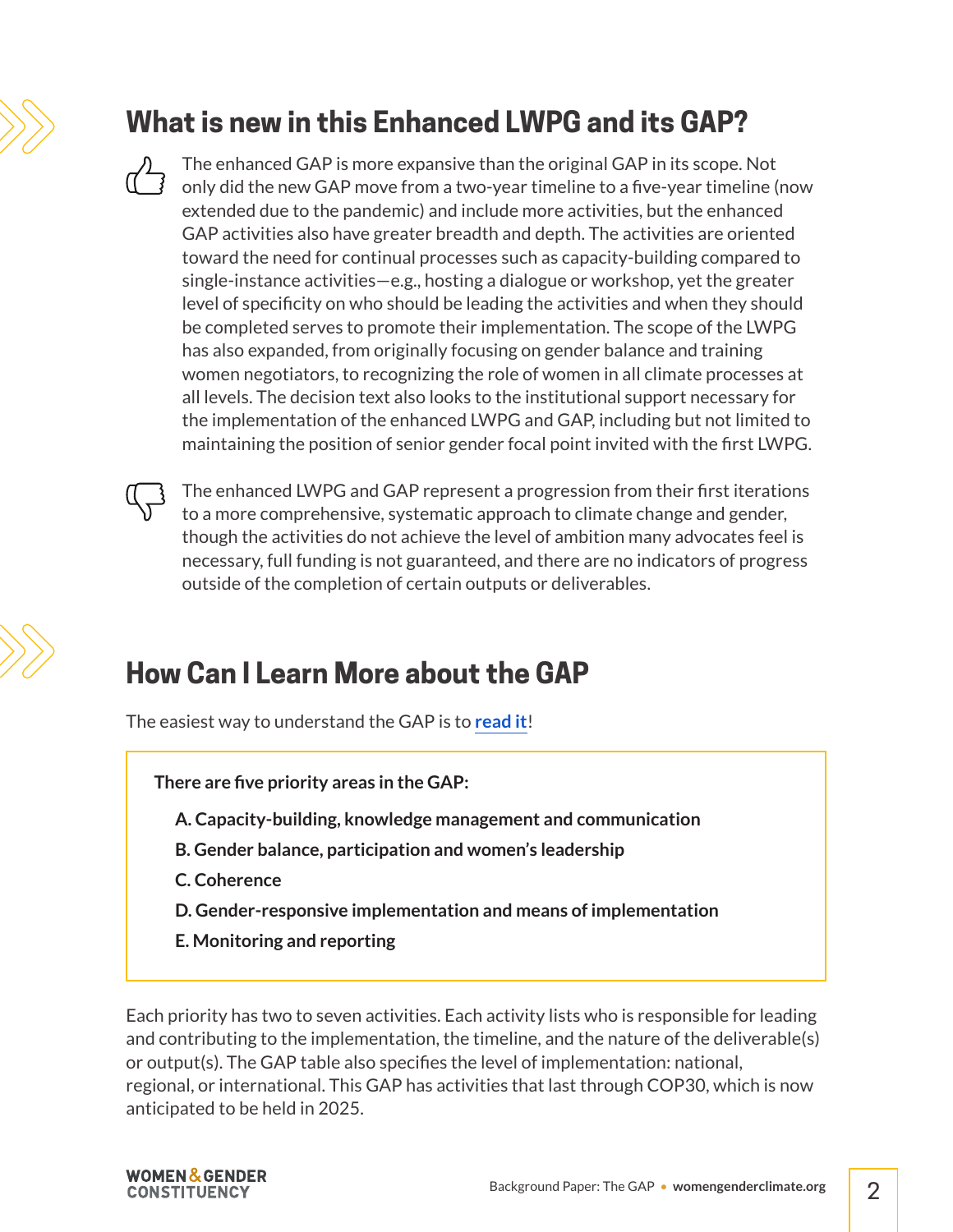## What is new in this Enhanced LWPG and its GAP?

The enhanced GAP is more expansive than the original GAP in its scope. Not only did the new GAP move from a two-year timeline to a five-year timeline (now extended due to the pandemic) and include more activities, but the enhanced GAP activities also have greater breadth and depth. The activities are oriented toward the need for continual processes such as capacity-building compared to single-instance activities—e.g., hosting a dialogue or workshop, yet the greater level of specificity on who should be leading the activities and when they should be completed serves to promote their implementation. The scope of the LWPG has also expanded, from originally focusing on gender balance and training women negotiators, to recognizing the role of women in all climate processes at all levels. The decision text also looks to the institutional support necessary for the implementation of the enhanced LWPG and GAP, including but not limited to maintaining the position of senior gender focal point invited with the first LWPG.

The enhanced LWPG and GAP represent a progression from their first iterations to a more comprehensive, systematic approach to climate change and gender, though the activities do not achieve the level of ambition many advocates feel is necessary, full funding is not guaranteed, and there are no indicators of progress outside of the completion of certain outputs or deliverables.

## How Can I Learn More about the GAP

The easiest way to understand the GAP is to **read it**!

**There are five priority areas in the GAP:**

- **A. Capacity-building, knowledge management and communication**
- **B. Gender balance, participation and women's leadership**
- **C. Coherence**
- **D. Gender-responsive implementation and means of implementation**
- **E. Monitoring and reporting**

Each priority has two to seven activities. Each activity lists who is responsible for leading and contributing to the implementation, the timeline, and the nature of the deliverable(s) or output(s). The GAP table also specifies the level of implementation: national, regional, or international. This GAP has activities that last through COP30, which is now anticipated to be held in 2025.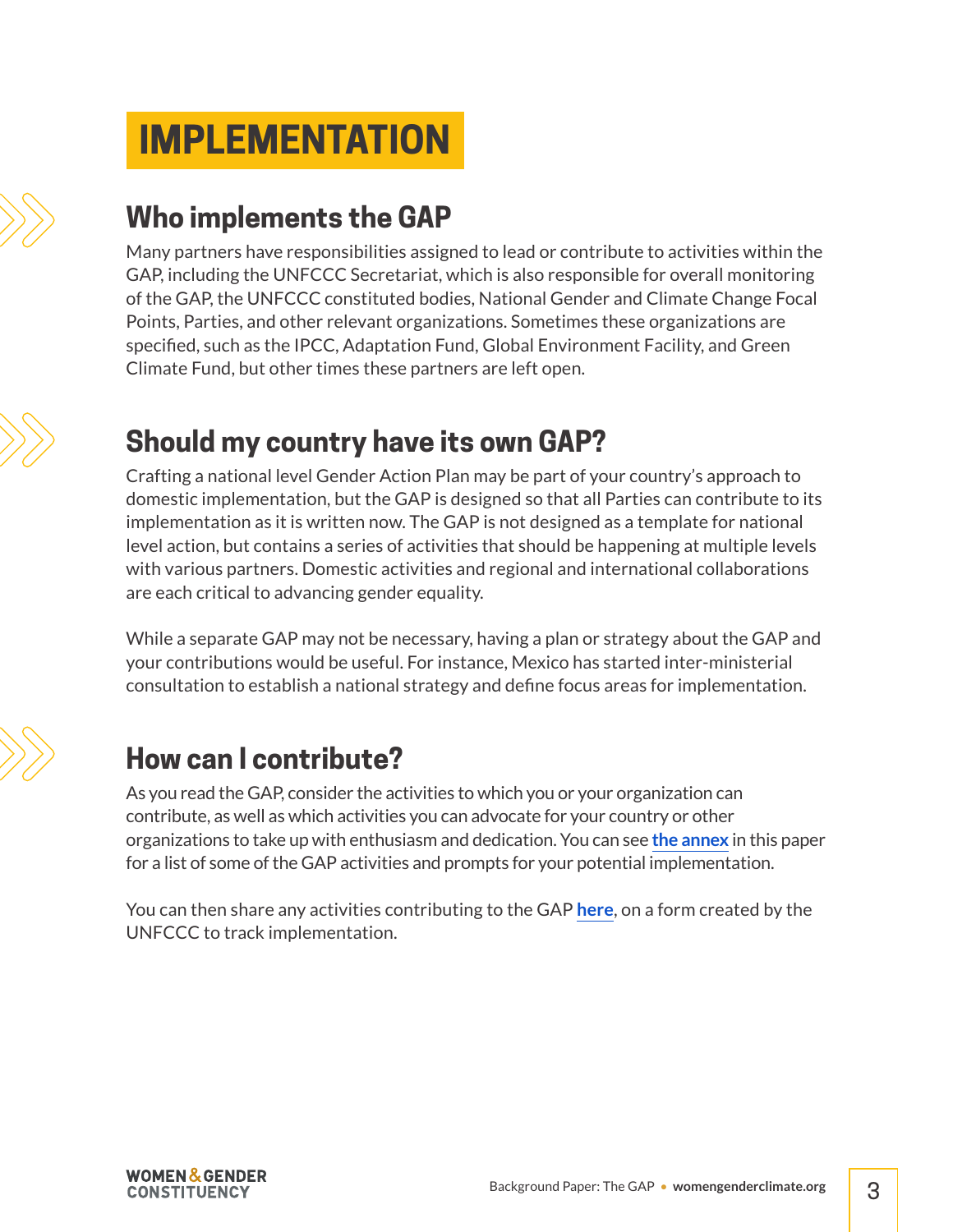# IMPLEMENTATION

## Who implements the GAP

Many partners have responsibilities assigned to lead or contribute to activities within the GAP, including the UNFCCC Secretariat, which is also responsible for overall monitoring of the GAP, the UNFCCC constituted bodies, National Gender and Climate Change Focal Points, Parties, and other relevant organizations. Sometimes these organizations are specified, such as the IPCC, Adaptation Fund, Global Environment Facility, and Green Climate Fund, but other times these partners are left open.

## Should my country have its own GAP?

Crafting a national level Gender Action Plan may be part of your country's approach to domestic implementation, but the GAP is designed so that all Parties can contribute to its implementation as it is written now. The GAP is not designed as a template for national level action, but contains a series of activities that should be happening at multiple levels with various partners. Domestic activities and regional and international collaborations are each critical to advancing gender equality.

While a separate GAP may not be necessary, having a plan or strategy about the GAP and your contributions would be useful. For instance, Mexico has started inter-ministerial consultation to establish a national strategy and define focus areas for implementation.

## How can I contribute?

As you read the GAP, consider the activities to which you or your organization can contribute, as well as which activities you can advocate for your country or other organizations to take up with enthusiasm and dedication. You can see **the annex** in this paper for a list of some of the GAP activities and prompts for your potential implementation.

You can then share any activities contributing to the GAP **here**, on a form created by the UNFCCC to track implementation.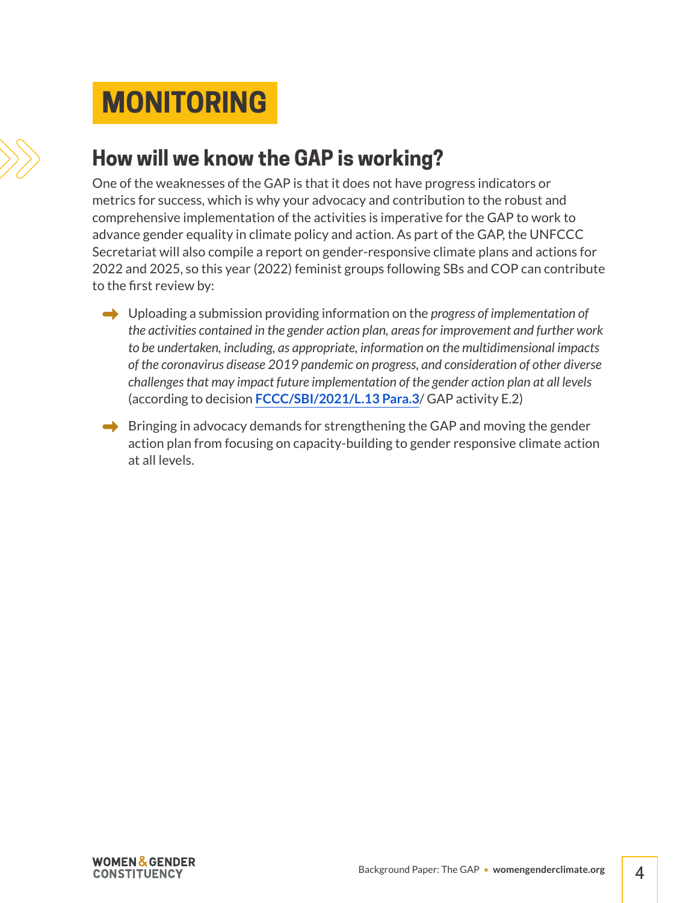# MONITORING

## How will we know the GAP is working?

One of the weaknesses of the GAP is that it does not have progress indicators or metrics for success, which is why your advocacy and contribution to the robust and comprehensive implementation of the activities is imperative for the GAP to work to advance gender equality in climate policy and action. As part of the GAP, the UNFCCC Secretariat will also compile a report on gender-responsive climate plans and actions for 2022 and 2025, so this year (2022) feminist groups following SBs and COP can contribute to the first review by:

- Uploading a submission providing information on the *progress of implementation of the activities contained in the gender action plan, areas for improvement and further work to be undertaken, including, as appropriate, information on the multidimensional impacts of the coronavirus disease 2019 pandemic on progress, and consideration of other diverse challenges that may impact future implementation of the gender action plan at all levels* (according to decision **FCCC/SBI/2021/L.13 Para.3**/ GAP activity E.2)
- Bringing in advocacy demands for strengthening the GAP and moving the gender action plan from focusing on capacity-building to gender responsive climate action at all levels.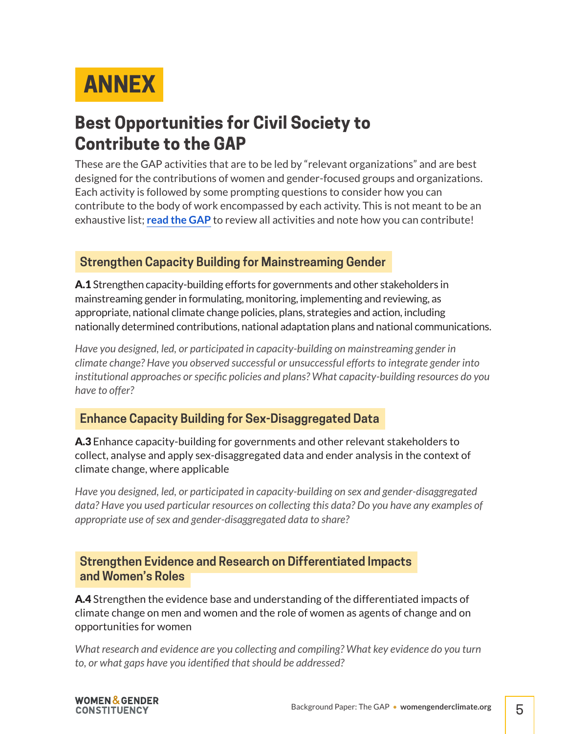# ANNEX

## Best Opportunities for Civil Society to Contribute to the GAP

These are the GAP activities that are to be led by "relevant organizations" and are best designed for the contributions of women and gender-focused groups and organizations. Each activity is followed by some prompting questions to consider how you can contribute to the body of work encompassed by each activity. This is not meant to be an exhaustive list; **read the GAP** to review all activities and note how you can contribute!

### Strengthen Capacity Building for Mainstreaming Gender

**A.1** Strengthen capacity-building efforts for governments and other stakeholders in mainstreaming gender in formulating, monitoring, implementing and reviewing, as appropriate, national climate change policies, plans, strategies and action, including nationally determined contributions, national adaptation plans and national communications.

*Have you designed, led, or participated in capacity-building on mainstreaming gender in climate change? Have you observed successful or unsuccessful efforts to integrate gender into institutional approaches or specific policies and plans? What capacity-building resources do you have to offer?*

### Enhance Capacity Building for Sex-Disaggregated Data

**A.3** Enhance capacity-building for governments and other relevant stakeholders to collect, analyse and apply sex-disaggregated data and ender analysis in the context of climate change, where applicable

*Have you designed, led, or participated in capacity-building on sex and gender-disaggregated data? Have you used particular resources on collecting this data? Do you have any examples of appropriate use of sex and gender-disaggregated data to share?*

### Strengthen Evidence and Research on Differentiated Impacts and Women's Roles

**A.4** Strengthen the evidence base and understanding of the differentiated impacts of climate change on men and women and the role of women as agents of change and on opportunities for women

*What research and evidence are you collecting and compiling? What key evidence do you turn to, or what gaps have you identified that should be addressed?*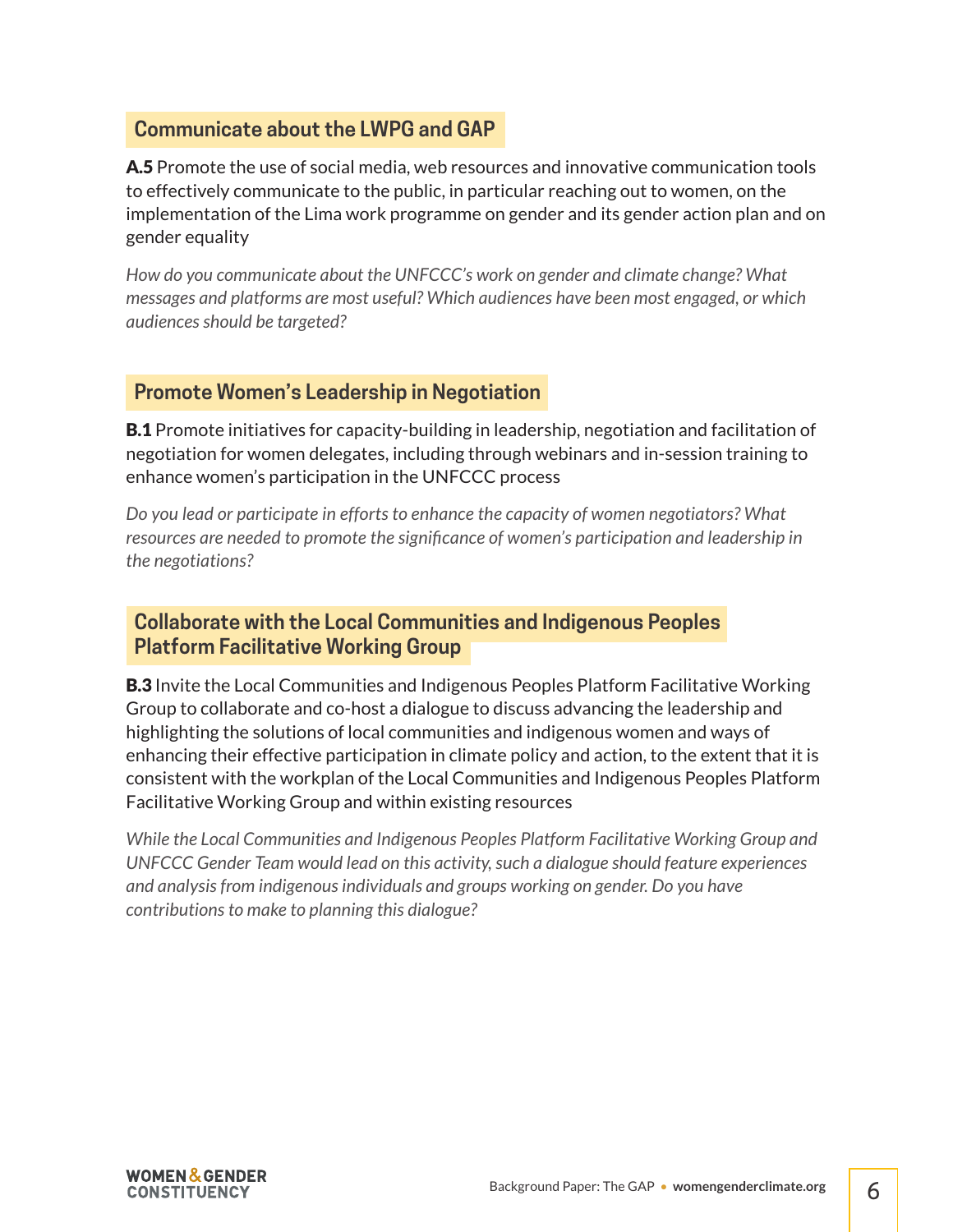## Communicate about the LWPG and GAP

**A.5** Promote the use of social media, web resources and innovative communication tools to effectively communicate to the public, in particular reaching out to women, on the implementation of the Lima work programme on gender and its gender action plan and on gender equality

*How do you communicate about the UNFCCC's work on gender and climate change? What messages and platforms are most useful? Which audiences have been most engaged, or which audiences should be targeted?*

## Promote Women's Leadership in Negotiation

**B.1** Promote initiatives for capacity-building in leadership, negotiation and facilitation of negotiation for women delegates, including through webinars and in-session training to enhance women's participation in the UNFCCC process

*Do you lead or participate in efforts to enhance the capacity of women negotiators? What resources are needed to promote the significance of women's participation and leadership in the negotiations?*

## Collaborate with the Local Communities and Indigenous Peoples Platform Facilitative Working Group

**B.3** Invite the Local Communities and Indigenous Peoples Platform Facilitative Working Group to collaborate and co-host a dialogue to discuss advancing the leadership and highlighting the solutions of local communities and indigenous women and ways of enhancing their effective participation in climate policy and action, to the extent that it is consistent with the workplan of the Local Communities and Indigenous Peoples Platform Facilitative Working Group and within existing resources

*While the Local Communities and Indigenous Peoples Platform Facilitative Working Group and UNFCCC Gender Team would lead on this activity, such a dialogue should feature experiences and analysis from indigenous individuals and groups working on gender. Do you have contributions to make to planning this dialogue?*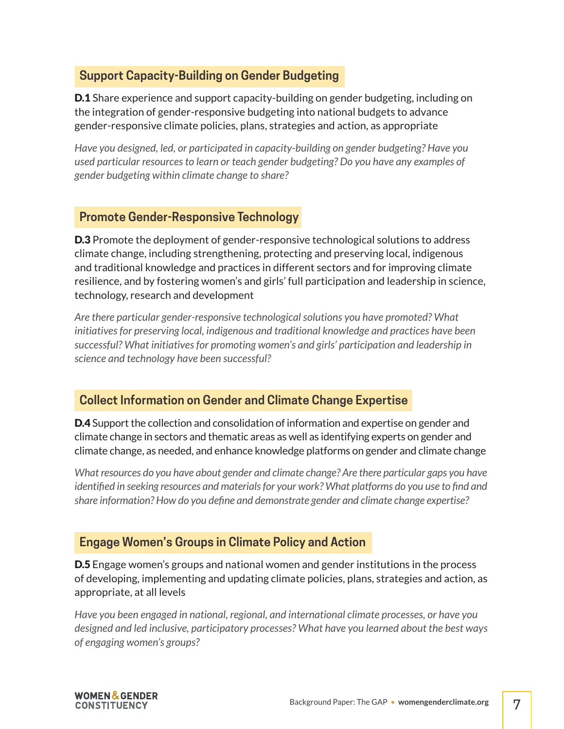## Support Capacity-Building on Gender Budgeting

**D.1** Share experience and support capacity-building on gender budgeting, including on the integration of gender-responsive budgeting into national budgets to advance gender-responsive climate policies, plans, strategies and action, as appropriate

*Have you designed, led, or participated in capacity-building on gender budgeting? Have you used particular resources to learn or teach gender budgeting? Do you have any examples of gender budgeting within climate change to share?*

## Promote Gender-Responsive Technology

**D.3** Promote the deployment of gender-responsive technological solutions to address climate change, including strengthening, protecting and preserving local, indigenous and traditional knowledge and practices in different sectors and for improving climate resilience, and by fostering women's and girls' full participation and leadership in science, technology, research and development

*Are there particular gender-responsive technological solutions you have promoted? What initiatives for preserving local, indigenous and traditional knowledge and practices have been successful? What initiatives for promoting women's and girls' participation and leadership in science and technology have been successful?*

## Collect Information on Gender and Climate Change Expertise

**D.4** Support the collection and consolidation of information and expertise on gender and climate change in sectors and thematic areas as well as identifying experts on gender and climate change, as needed, and enhance knowledge platforms on gender and climate change

*What resources do you have about gender and climate change? Are there particular gaps you have identified in seeking resources and materials for your work? What platforms do you use to find and share information? How do you define and demonstrate gender and climate change expertise?*

## Engage Women's Groups in Climate Policy and Action

**D.5** Engage women's groups and national women and gender institutions in the process of developing, implementing and updating climate policies, plans, strategies and action, as appropriate, at all levels

*Have you been engaged in national, regional, and international climate processes, or have you designed and led inclusive, participatory processes? What have you learned about the best ways of engaging women's groups?*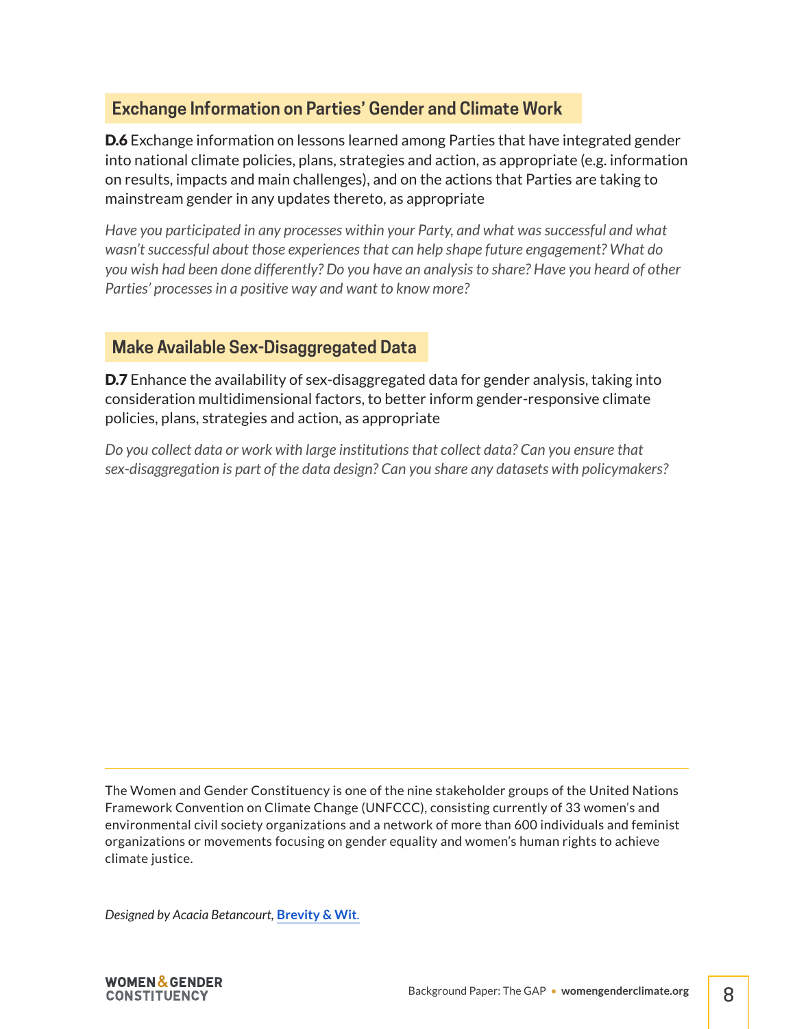## Exchange Information on Parties' Gender and Climate Work

**D.6** Exchange information on lessons learned among Parties that have integrated gender into national climate policies, plans, strategies and action, as appropriate (e.g. information on results, impacts and main challenges), and on the actions that Parties are taking to mainstream gender in any updates thereto, as appropriate

*Have you participated in any processes within your Party, and what was successful and what wasn't successful about those experiences that can help shape future engagement? What do you wish had been done differently? Do you have an analysis to share? Have you heard of other Parties' processes in a positive way and want to know more?*

## Make Available Sex-Disaggregated Data

**D.7** Enhance the availability of sex-disaggregated data for gender analysis, taking into consideration multidimensional factors, to better inform gender-responsive climate policies, plans, strategies and action, as appropriate

*Do you collect data or work with large institutions that collect data? Can you ensure that sex-disaggregation is part of the data design? Can you share any datasets with policymakers?*

---

The Women and Gender Constituency is one of the nine stakeholder groups of the United Nations Framework Convention on Climate Change (UNFCCC), consisting currently of 33 women's and environmental civil society organizations and a network of more than 600 individuals and feminist organizations or movements focusing on gender equality and women's human rights to achieve climate justice.

*Designed by Acacia Betancourt,* **Brevity & Wit**.